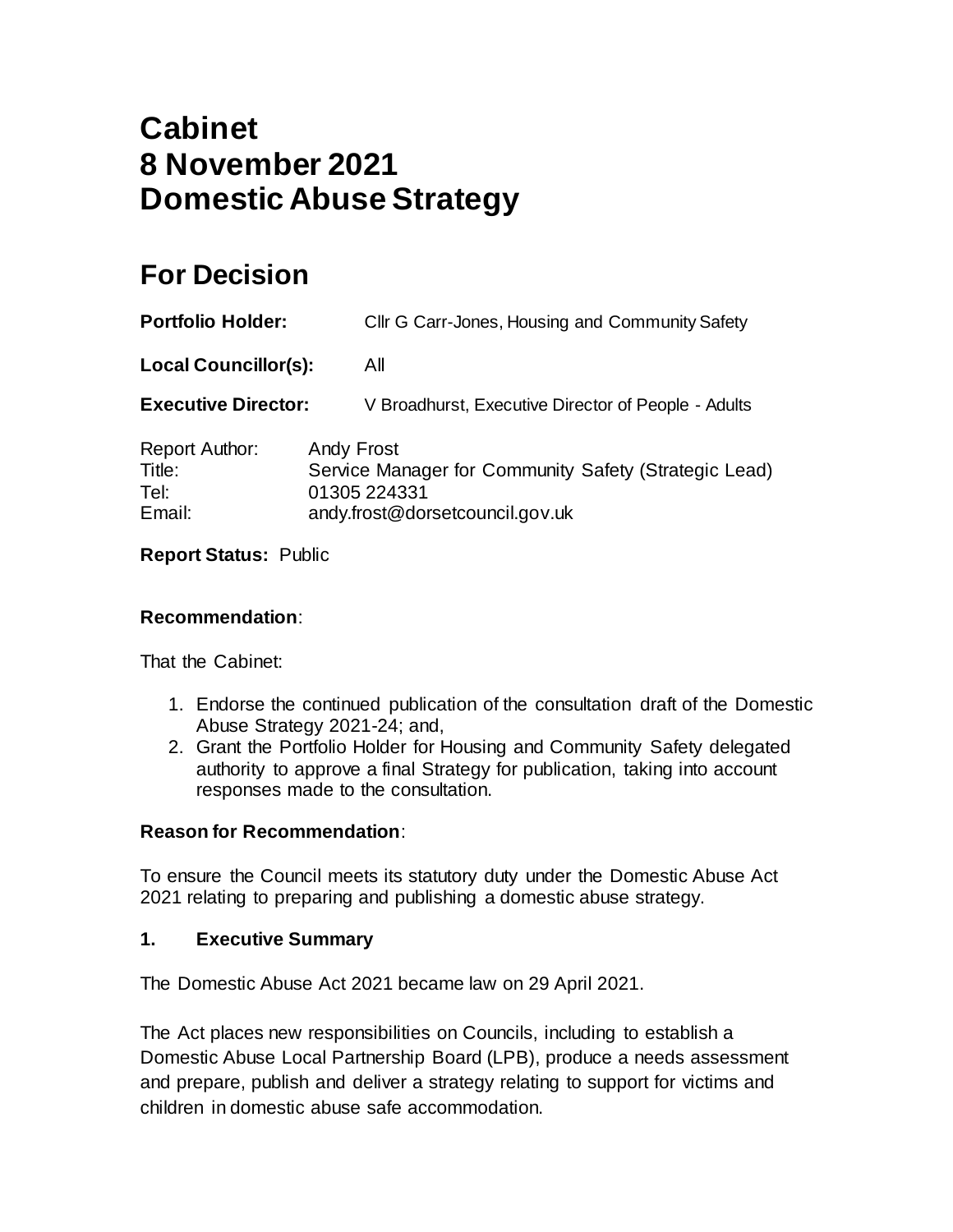# Cabinet
# 8 November 2021
# Domestic Abuse Strategy

## For Decision

**Portfolio Holder:** Cllr G Carr-Jones, Housing and Community Safety

**Local Councillor(s):** All

**Executive Director:** V Broadhurst, Executive Director of People - Adults

Report Author: Andy Frost
Title: Service Manager for Community Safety (Strategic Lead)
Tel: 01305 224331
Email: andy.frost@dorsetcouncil.gov.uk

**Report Status:** Public

**Recommendation**:

That the Cabinet:

1. Endorse the continued publication of the consultation draft of the Domestic Abuse Strategy 2021-24; and,
2. Grant the Portfolio Holder for Housing and Community Safety delegated authority to approve a final Strategy for publication, taking into account responses made to the consultation.

**Reason for Recommendation**:

To ensure the Council meets its statutory duty under the Domestic Abuse Act 2021 relating to preparing and publishing a domestic abuse strategy.

**1. Executive Summary**

The Domestic Abuse Act 2021 became law on 29 April 2021.

The Act places new responsibilities on Councils, including to establish a Domestic Abuse Local Partnership Board (LPB), produce a needs assessment and prepare, publish and deliver a strategy relating to support for victims and children in domestic abuse safe accommodation.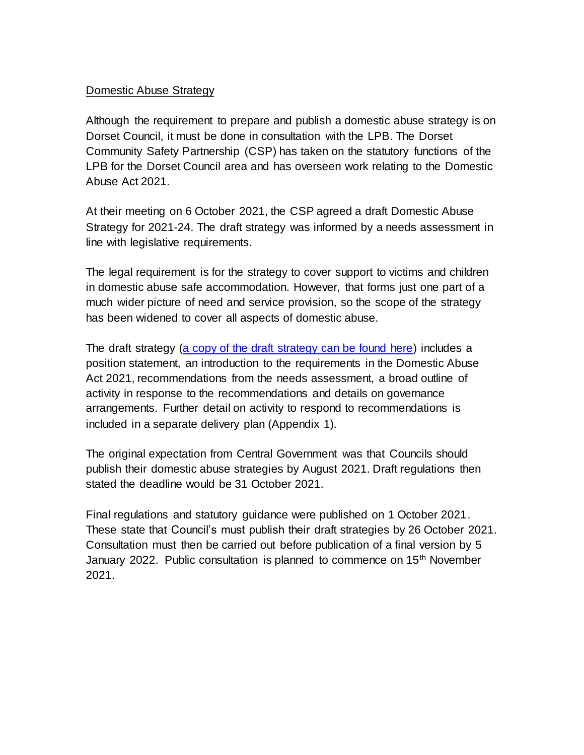Domestic Abuse Strategy

Although the requirement to prepare and publish a domestic abuse strategy is on Dorset Council, it must be done in consultation with the LPB. The Dorset Community Safety Partnership (CSP) has taken on the statutory functions of the LPB for the Dorset Council area and has overseen work relating to the Domestic Abuse Act 2021.

At their meeting on 6 October 2021, the CSP agreed a draft Domestic Abuse Strategy for 2021-24. The draft strategy was informed by a needs assessment in line with legislative requirements.

The legal requirement is for the strategy to cover support to victims and children in domestic abuse safe accommodation. However, that forms just one part of a much wider picture of need and service provision, so the scope of the strategy has been widened to cover all aspects of domestic abuse.

The draft strategy (a copy of the draft strategy can be found here) includes a position statement, an introduction to the requirements in the Domestic Abuse Act 2021, recommendations from the needs assessment, a broad outline of activity in response to the recommendations and details on governance arrangements. Further detail on activity to respond to recommendations is included in a separate delivery plan (Appendix 1).

The original expectation from Central Government was that Councils should publish their domestic abuse strategies by August 2021. Draft regulations then stated the deadline would be 31 October 2021.

Final regulations and statutory guidance were published on 1 October 2021. These state that Council's must publish their draft strategies by 26 October 2021. Consultation must then be carried out before publication of a final version by 5 January 2022. Public consultation is planned to commence on 15th November 2021.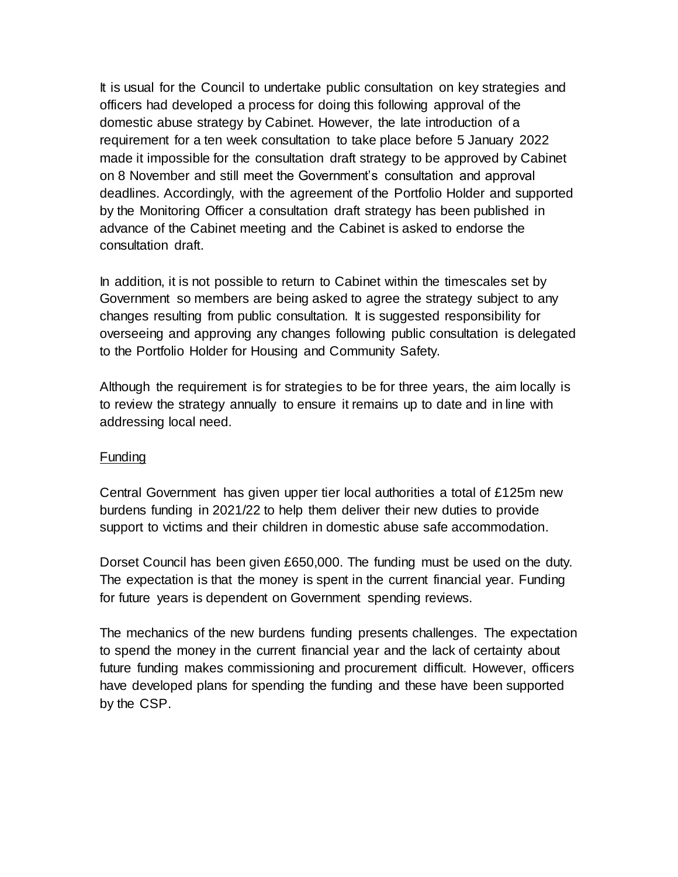It is usual for the Council to undertake public consultation on key strategies and officers had developed a process for doing this following approval of the domestic abuse strategy by Cabinet. However, the late introduction of a requirement for a ten week consultation to take place before 5 January 2022 made it impossible for the consultation draft strategy to be approved by Cabinet on 8 November and still meet the Government's consultation and approval deadlines. Accordingly, with the agreement of the Portfolio Holder and supported by the Monitoring Officer a consultation draft strategy has been published in advance of the Cabinet meeting and the Cabinet is asked to endorse the consultation draft.

In addition, it is not possible to return to Cabinet within the timescales set by Government so members are being asked to agree the strategy subject to any changes resulting from public consultation. It is suggested responsibility for overseeing and approving any changes following public consultation is delegated to the Portfolio Holder for Housing and Community Safety.

Although the requirement is for strategies to be for three years, the aim locally is to review the strategy annually to ensure it remains up to date and in line with addressing local need.

<u>Funding</u>

Central Government has given upper tier local authorities a total of £125m new burdens funding in 2021/22 to help them deliver their new duties to provide support to victims and their children in domestic abuse safe accommodation.

Dorset Council has been given £650,000. The funding must be used on the duty. The expectation is that the money is spent in the current financial year. Funding for future years is dependent on Government spending reviews.

The mechanics of the new burdens funding presents challenges. The expectation to spend the money in the current financial year and the lack of certainty about future funding makes commissioning and procurement difficult. However, officers have developed plans for spending the funding and these have been supported by the CSP.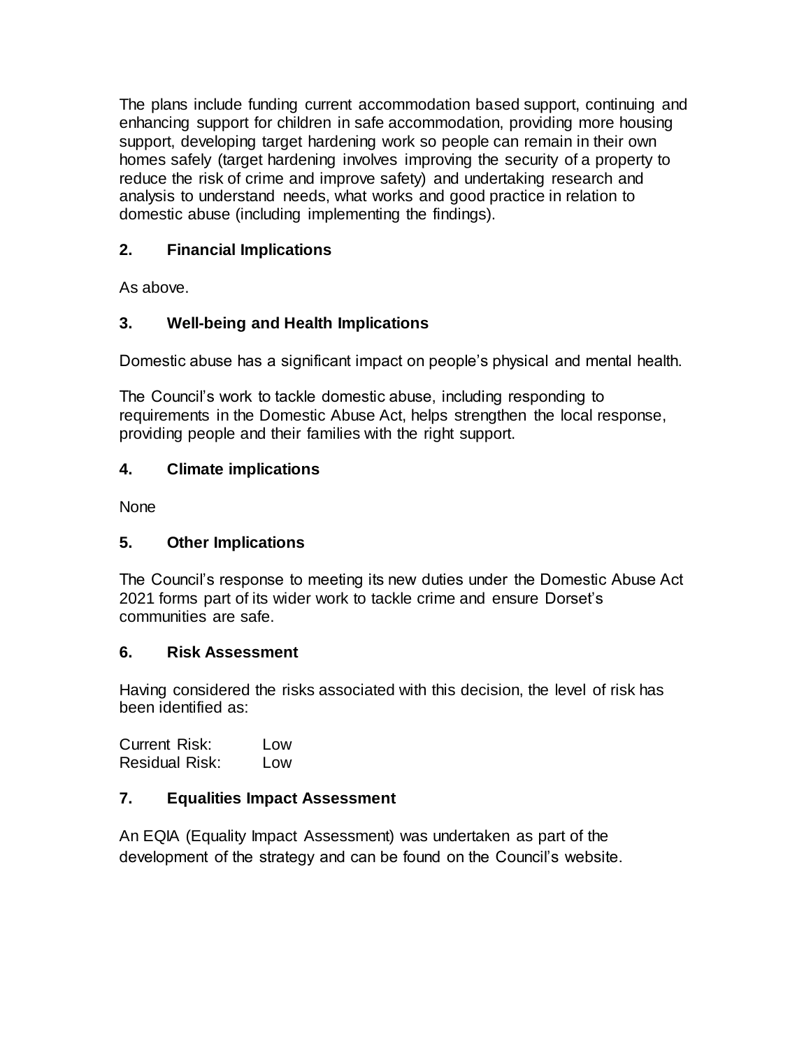The plans include funding current accommodation based support, continuing and enhancing support for children in safe accommodation, providing more housing support, developing target hardening work so people can remain in their own homes safely (target hardening involves improving the security of a property to reduce the risk of crime and improve safety) and undertaking research and analysis to understand needs, what works and good practice in relation to domestic abuse (including implementing the findings).

## 2. Financial Implications

As above.

## 3. Well-being and Health Implications

Domestic abuse has a significant impact on people's physical and mental health.

The Council's work to tackle domestic abuse, including responding to requirements in the Domestic Abuse Act, helps strengthen the local response, providing people and their families with the right support.

## 4. Climate implications

None

## 5. Other Implications

The Council's response to meeting its new duties under the Domestic Abuse Act 2021 forms part of its wider work to tackle crime and ensure Dorset's communities are safe.

## 6. Risk Assessment

Having considered the risks associated with this decision, the level of risk has been identified as:

Current Risk: Low
Residual Risk: Low

## 7. Equalities Impact Assessment

An EQIA (Equality Impact Assessment) was undertaken as part of the development of the strategy and can be found on the Council's website.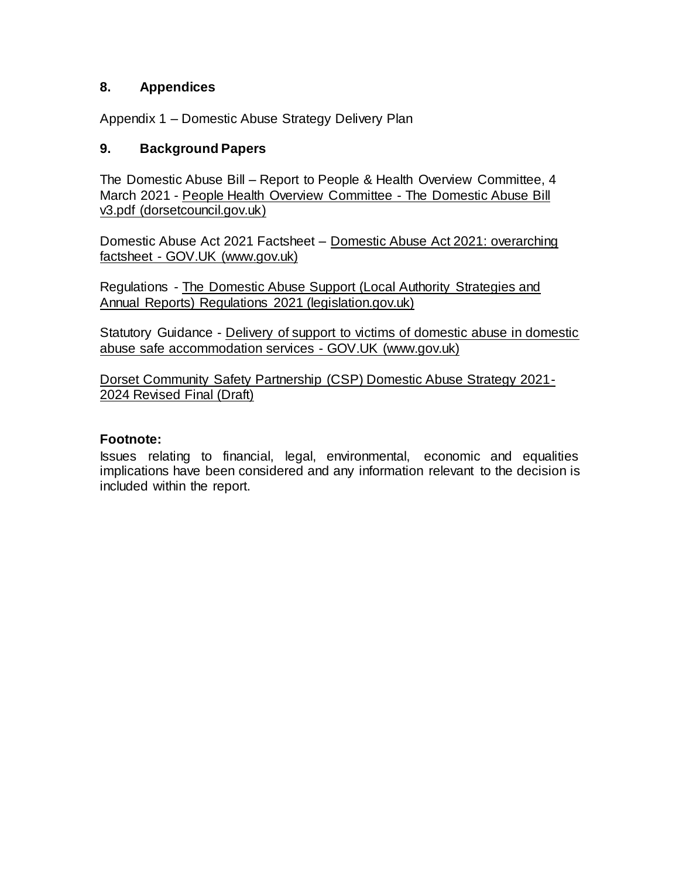## 8. Appendices

Appendix 1 – Domestic Abuse Strategy Delivery Plan

## 9. Background Papers

The Domestic Abuse Bill – Report to People & Health Overview Committee, 4 March 2021 - People Health Overview Committee - The Domestic Abuse Bill v3.pdf (dorsetcouncil.gov.uk)

Domestic Abuse Act 2021 Factsheet – Domestic Abuse Act 2021: overarching factsheet - GOV.UK (www.gov.uk)

Regulations - The Domestic Abuse Support (Local Authority Strategies and Annual Reports) Regulations 2021 (legislation.gov.uk)

Statutory Guidance - Delivery of support to victims of domestic abuse in domestic abuse safe accommodation services - GOV.UK (www.gov.uk)

Dorset Community Safety Partnership (CSP) Domestic Abuse Strategy 2021-2024 Revised Final (Draft)

**Footnote:**

Issues relating to financial, legal, environmental, economic and equalities implications have been considered and any information relevant to the decision is included within the report.